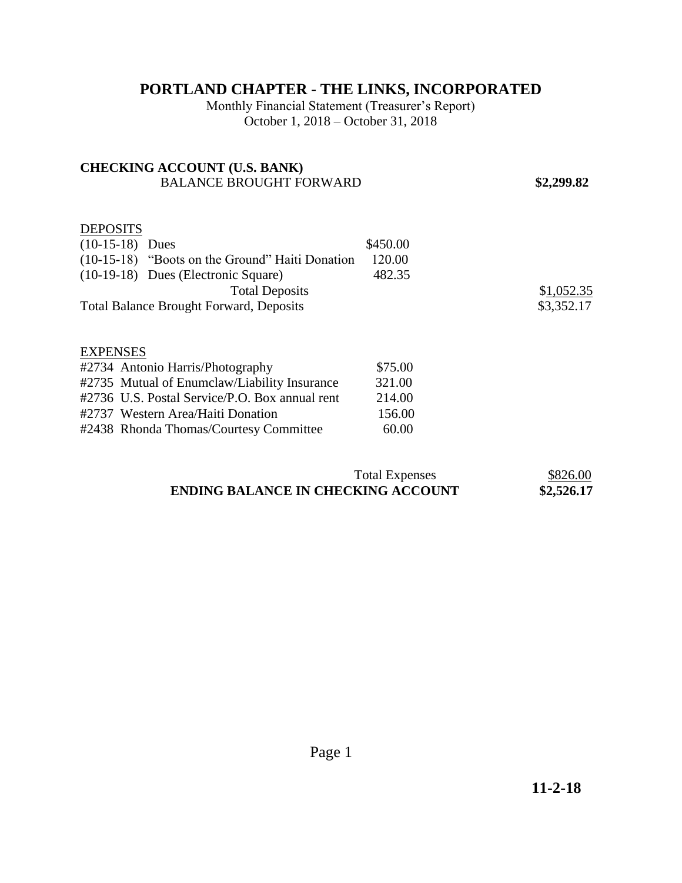# PORTLAND CHAPTER - THE LINKS, INCORPORATED

Monthly Financial Statement (Treasurer's Report)
October 1, 2018 – October 31, 2018

**CHECKING ACCOUNT (U.S. BANK)**

| | | |
|---|---|---|
| BALANCE BROUGHT FORWARD | | **$2,299.82** |
| DEPOSITS | | |
| (10-15-18) Dues | $450.00 | |
| (10-15-18) "Boots on the Ground" Haiti Donation | 120.00 | |
| (10-19-18) Dues (Electronic Square) | 482.35 | |
| Total Deposits | | $1,052.35 |
| Total Balance Brought Forward, Deposits | | $3,352.17 |
| EXPENSES | | |
| #2734 Antonio Harris/Photography | $75.00 | |
| #2735 Mutual of Enumclaw/Liability Insurance | 321.00 | |
| #2736 U.S. Postal Service/P.O. Box annual rent | 214.00 | |
| #2737 Western Area/Haiti Donation | 156.00 | |
| #2438 Rhonda Thomas/Courtesy Committee | 60.00 | |
| Total Expenses | | $826.00 |
| **ENDING BALANCE IN CHECKING ACCOUNT** | | **$2,526.17** |

**11-2-18**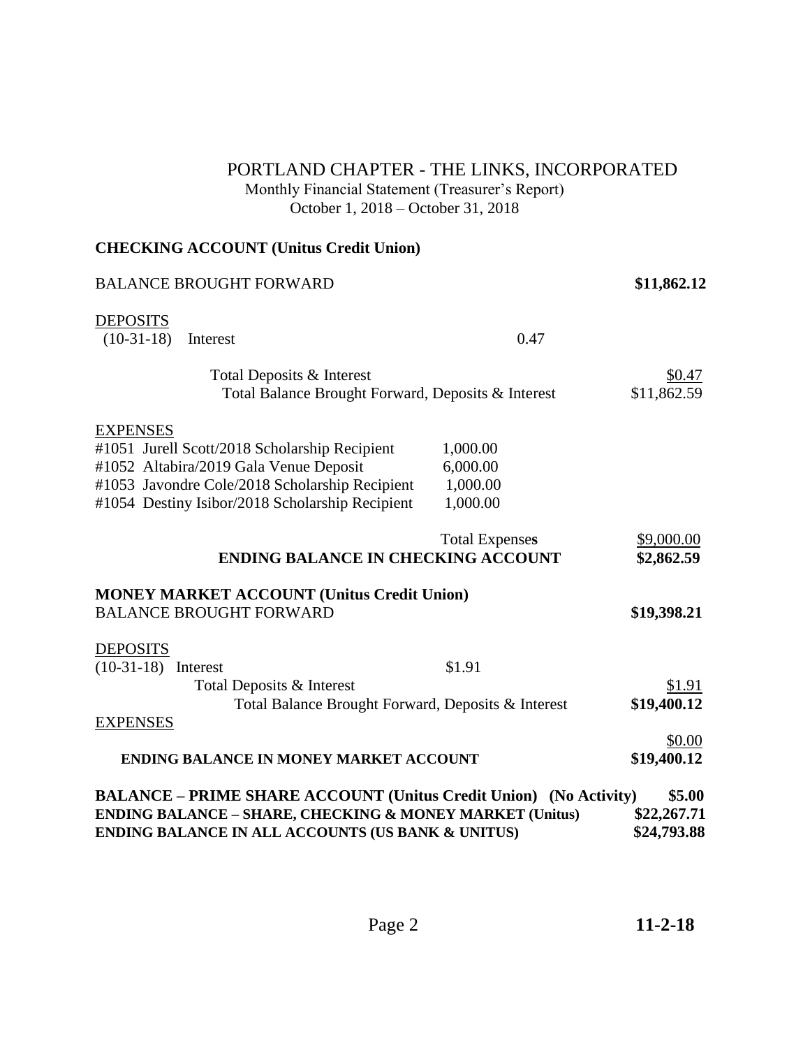# PORTLAND CHAPTER - THE LINKS, INCORPORATED

Monthly Financial Statement (Treasurer's Report)
October 1, 2018 – October 31, 2018

**CHECKING ACCOUNT (Unitus Credit Union)**

| | | |
|---|---|---|
| BALANCE BROUGHT FORWARD | | **$11,862.12** |
| DEPOSITS | | |
| (10-31-18) Interest | 0.47 | |
| Total Deposits & Interest | | $0.47 |
| Total Balance Brought Forward, Deposits & Interest | | $11,862.59 |
| EXPENSES | | |
| #1051 Jurell Scott/2018 Scholarship Recipient | 1,000.00 | |
| #1052 Altabira/2019 Gala Venue Deposit | 6,000.00 | |
| #1053 Javondre Cole/2018 Scholarship Recipient | 1,000.00 | |
| #1054 Destiny Isibor/2018 Scholarship Recipient | 1,000.00 | |
| | Total Expenses | $9,000.00 |
| **ENDING BALANCE IN CHECKING ACCOUNT** | | **$2,862.59** |

**MONEY MARKET ACCOUNT (Unitus Credit Union)**

| | | |
|---|---|---|
| BALANCE BROUGHT FORWARD | | **$19,398.21** |
| DEPOSITS | | |
| (10-31-18) Interest | $1.91 | |
| Total Deposits & Interest | | $1.91 |
| Total Balance Brought Forward, Deposits & Interest | | **$19,400.12** |
| EXPENSES | | |
| | | $0.00 |
| **ENDING BALANCE IN MONEY MARKET ACCOUNT** | | **$19,400.12** |

| | |
|---|---|
| **BALANCE – PRIME SHARE ACCOUNT (Unitus Credit Union) (No Activity)** | **$5.00** |
| **ENDING BALANCE – SHARE, CHECKING & MONEY MARKET (Unitus)** | **$22,267.71** |
| **ENDING BALANCE IN ALL ACCOUNTS (US BANK & UNITUS)** | **$24,793.88** |

**11-2-18**